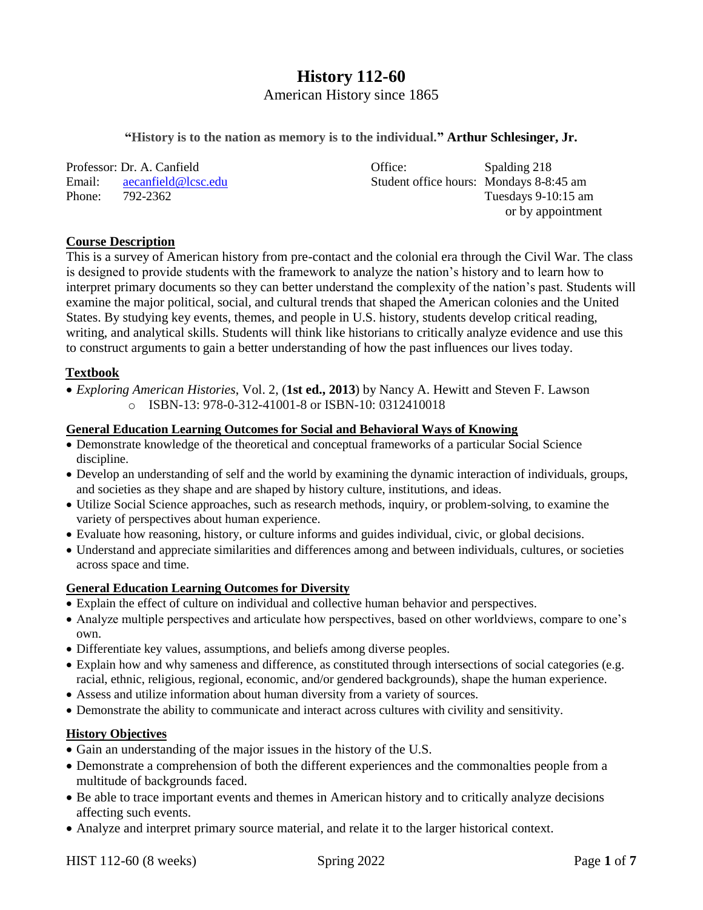# History 112-60

American History since 1865

**"History is to the nation as memory is to the individual." Arthur Schlesinger, Jr.**

Professor: Dr. A. Canfield
Email: aecanfield@lcsc.edu
Phone: 792-2362

Office: Spalding 218
Student office hours: Mondays 8-8:45 am
Tuesdays 9-10:15 am
or by appointment

## Course Description

This is a survey of American history from pre-contact and the colonial era through the Civil War. The class is designed to provide students with the framework to analyze the nation's history and to learn how to interpret primary documents so they can better understand the complexity of the nation's past. Students will examine the major political, social, and cultural trends that shaped the American colonies and the United States. By studying key events, themes, and people in U.S. history, students develop critical reading, writing, and analytical skills. Students will think like historians to critically analyze evidence and use this to construct arguments to gain a better understanding of how the past influences our lives today.

## Textbook

- *Exploring American Histories*, Vol. 2, (**1st ed., 2013**) by Nancy A. Hewitt and Steven F. Lawson
  - ISBN-13: 978-0-312-41001-8 or ISBN-10: 0312410018

## General Education Learning Outcomes for Social and Behavioral Ways of Knowing

- Demonstrate knowledge of the theoretical and conceptual frameworks of a particular Social Science discipline.
- Develop an understanding of self and the world by examining the dynamic interaction of individuals, groups, and societies as they shape and are shaped by history culture, institutions, and ideas.
- Utilize Social Science approaches, such as research methods, inquiry, or problem-solving, to examine the variety of perspectives about human experience.
- Evaluate how reasoning, history, or culture informs and guides individual, civic, or global decisions.
- Understand and appreciate similarities and differences among and between individuals, cultures, or societies across space and time.

## General Education Learning Outcomes for Diversity

- Explain the effect of culture on individual and collective human behavior and perspectives.
- Analyze multiple perspectives and articulate how perspectives, based on other worldviews, compare to one's own.
- Differentiate key values, assumptions, and beliefs among diverse peoples.
- Explain how and why sameness and difference, as constituted through intersections of social categories (e.g. racial, ethnic, religious, regional, economic, and/or gendered backgrounds), shape the human experience.
- Assess and utilize information about human diversity from a variety of sources.
- Demonstrate the ability to communicate and interact across cultures with civility and sensitivity.

## History Objectives

- Gain an understanding of the major issues in the history of the U.S.
- Demonstrate a comprehension of both the different experiences and the commonalties people from a multitude of backgrounds faced.
- Be able to trace important events and themes in American history and to critically analyze decisions affecting such events.
- Analyze and interpret primary source material, and relate it to the larger historical context.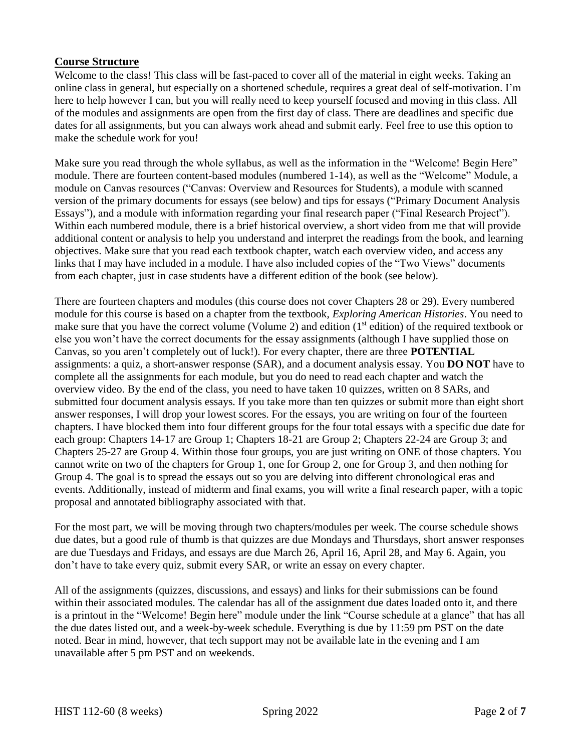## **Course Structure**

Welcome to the class! This class will be fast-paced to cover all of the material in eight weeks. Taking an online class in general, but especially on a shortened schedule, requires a great deal of self-motivation. I'm here to help however I can, but you will really need to keep yourself focused and moving in this class. All of the modules and assignments are open from the first day of class. There are deadlines and specific due dates for all assignments, but you can always work ahead and submit early. Feel free to use this option to make the schedule work for you!

Make sure you read through the whole syllabus, as well as the information in the "Welcome! Begin Here" module. There are fourteen content-based modules (numbered 1-14), as well as the "Welcome" Module, a module on Canvas resources ("Canvas: Overview and Resources for Students), a module with scanned version of the primary documents for essays (see below) and tips for essays ("Primary Document Analysis Essays"), and a module with information regarding your final research paper ("Final Research Project"). Within each numbered module, there is a brief historical overview, a short video from me that will provide additional content or analysis to help you understand and interpret the readings from the book, and learning objectives. Make sure that you read each textbook chapter, watch each overview video, and access any links that I may have included in a module. I have also included copies of the "Two Views" documents from each chapter, just in case students have a different edition of the book (see below).

There are fourteen chapters and modules (this course does not cover Chapters 28 or 29). Every numbered module for this course is based on a chapter from the textbook, *Exploring American Histories*. You need to make sure that you have the correct volume (Volume 2) and edition (1st edition) of the required textbook or else you won't have the correct documents for the essay assignments (although I have supplied those on Canvas, so you aren't completely out of luck!). For every chapter, there are three **POTENTIAL** assignments: a quiz, a short-answer response (SAR), and a document analysis essay. You **DO NOT** have to complete all the assignments for each module, but you do need to read each chapter and watch the overview video. By the end of the class, you need to have taken 10 quizzes, written on 8 SARs, and submitted four document analysis essays. If you take more than ten quizzes or submit more than eight short answer responses, I will drop your lowest scores. For the essays, you are writing on four of the fourteen chapters. I have blocked them into four different groups for the four total essays with a specific due date for each group: Chapters 14-17 are Group 1; Chapters 18-21 are Group 2; Chapters 22-24 are Group 3; and Chapters 25-27 are Group 4. Within those four groups, you are just writing on ONE of those chapters. You cannot write on two of the chapters for Group 1, one for Group 2, one for Group 3, and then nothing for Group 4. The goal is to spread the essays out so you are delving into different chronological eras and events. Additionally, instead of midterm and final exams, you will write a final research paper, with a topic proposal and annotated bibliography associated with that.

For the most part, we will be moving through two chapters/modules per week. The course schedule shows due dates, but a good rule of thumb is that quizzes are due Mondays and Thursdays, short answer responses are due Tuesdays and Fridays, and essays are due March 26, April 16, April 28, and May 6. Again, you don't have to take every quiz, submit every SAR, or write an essay on every chapter.

All of the assignments (quizzes, discussions, and essays) and links for their submissions can be found within their associated modules. The calendar has all of the assignment due dates loaded onto it, and there is a printout in the "Welcome! Begin here" module under the link "Course schedule at a glance" that has all the due dates listed out, and a week-by-week schedule. Everything is due by 11:59 pm PST on the date noted. Bear in mind, however, that tech support may not be available late in the evening and I am unavailable after 5 pm PST and on weekends.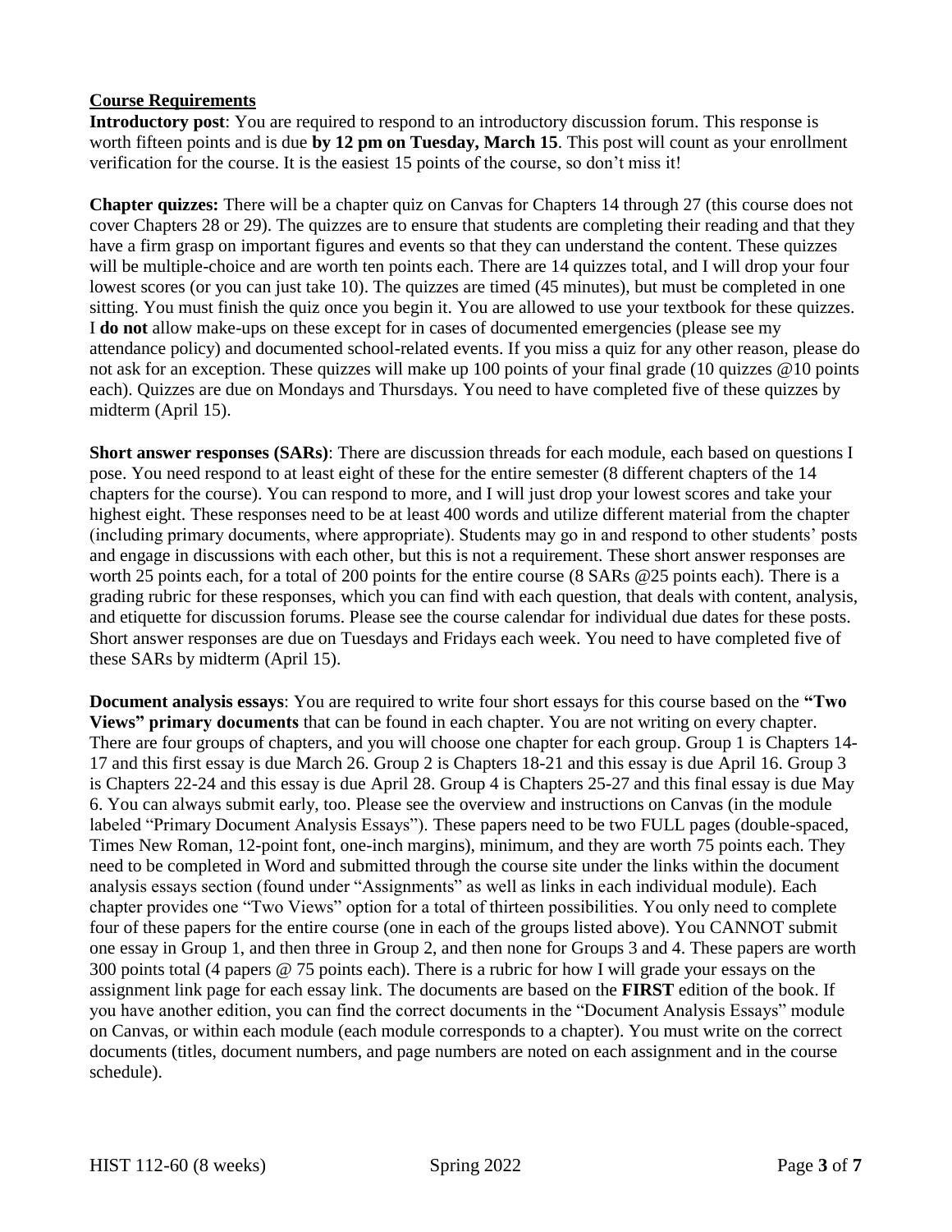**Course Requirements**

**Introductory post**: You are required to respond to an introductory discussion forum. This response is worth fifteen points and is due **by 12 pm on Tuesday, March 15**. This post will count as your enrollment verification for the course. It is the easiest 15 points of the course, so don't miss it!

**Chapter quizzes:** There will be a chapter quiz on Canvas for Chapters 14 through 27 (this course does not cover Chapters 28 or 29). The quizzes are to ensure that students are completing their reading and that they have a firm grasp on important figures and events so that they can understand the content. These quizzes will be multiple-choice and are worth ten points each. There are 14 quizzes total, and I will drop your four lowest scores (or you can just take 10). The quizzes are timed (45 minutes), but must be completed in one sitting. You must finish the quiz once you begin it. You are allowed to use your textbook for these quizzes. I **do not** allow make-ups on these except for in cases of documented emergencies (please see my attendance policy) and documented school-related events. If you miss a quiz for any other reason, please do not ask for an exception. These quizzes will make up 100 points of your final grade (10 quizzes @10 points each). Quizzes are due on Mondays and Thursdays. You need to have completed five of these quizzes by midterm (April 15).

**Short answer responses (SARs)**: There are discussion threads for each module, each based on questions I pose. You need respond to at least eight of these for the entire semester (8 different chapters of the 14 chapters for the course). You can respond to more, and I will just drop your lowest scores and take your highest eight. These responses need to be at least 400 words and utilize different material from the chapter (including primary documents, where appropriate). Students may go in and respond to other students' posts and engage in discussions with each other, but this is not a requirement. These short answer responses are worth 25 points each, for a total of 200 points for the entire course (8 SARs @25 points each). There is a grading rubric for these responses, which you can find with each question, that deals with content, analysis, and etiquette for discussion forums. Please see the course calendar for individual due dates for these posts. Short answer responses are due on Tuesdays and Fridays each week. You need to have completed five of these SARs by midterm (April 15).

**Document analysis essays**: You are required to write four short essays for this course based on the **"Two Views" primary documents** that can be found in each chapter. You are not writing on every chapter. There are four groups of chapters, and you will choose one chapter for each group. Group 1 is Chapters 14-17 and this first essay is due March 26. Group 2 is Chapters 18-21 and this essay is due April 16. Group 3 is Chapters 22-24 and this essay is due April 28. Group 4 is Chapters 25-27 and this final essay is due May 6. You can always submit early, too. Please see the overview and instructions on Canvas (in the module labeled "Primary Document Analysis Essays"). These papers need to be two FULL pages (double-spaced, Times New Roman, 12-point font, one-inch margins), minimum, and they are worth 75 points each. They need to be completed in Word and submitted through the course site under the links within the document analysis essays section (found under "Assignments" as well as links in each individual module). Each chapter provides one "Two Views" option for a total of thirteen possibilities. You only need to complete four of these papers for the entire course (one in each of the groups listed above). You CANNOT submit one essay in Group 1, and then three in Group 2, and then none for Groups 3 and 4. These papers are worth 300 points total (4 papers @ 75 points each). There is a rubric for how I will grade your essays on the assignment link page for each essay link. The documents are based on the **FIRST** edition of the book. If you have another edition, you can find the correct documents in the "Document Analysis Essays" module on Canvas, or within each module (each module corresponds to a chapter). You must write on the correct documents (titles, document numbers, and page numbers are noted on each assignment and in the course schedule).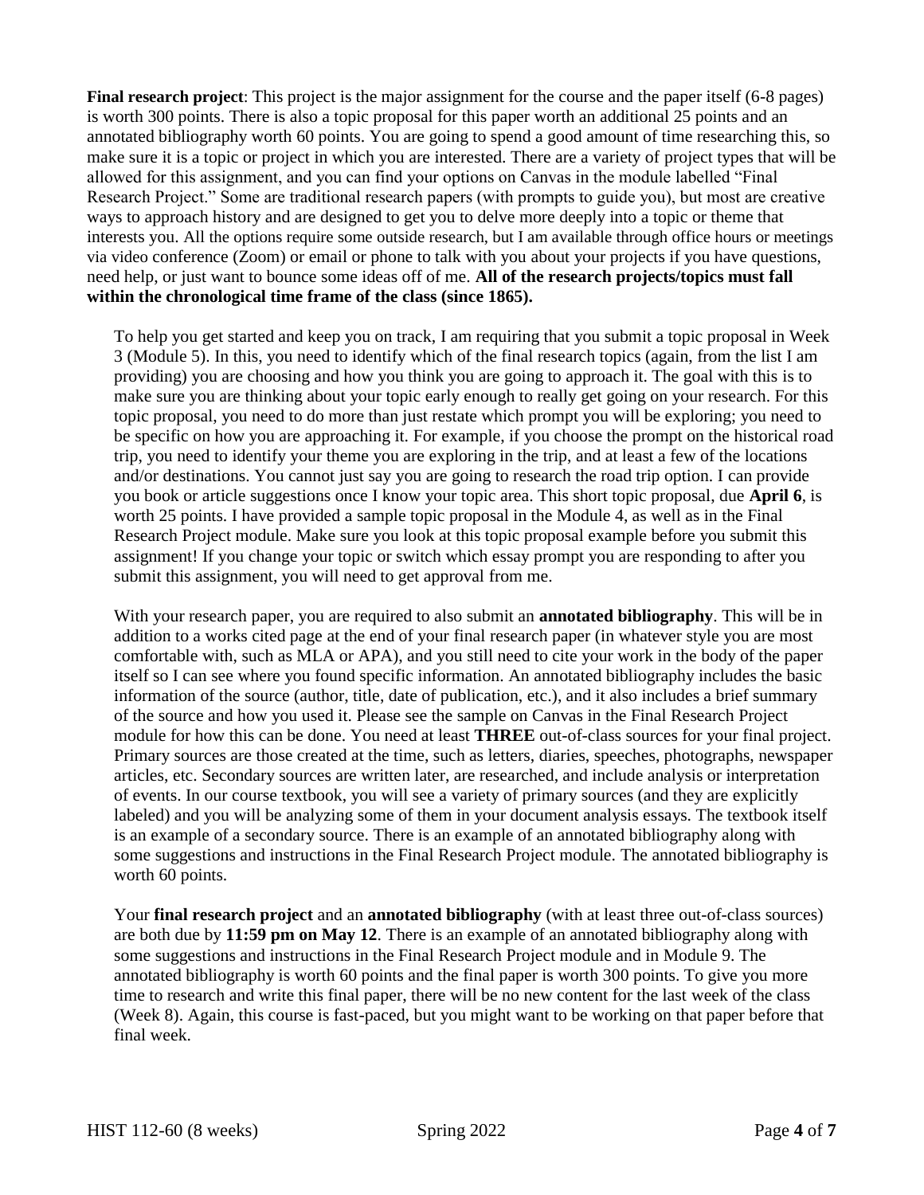**Final research project**: This project is the major assignment for the course and the paper itself (6-8 pages) is worth 300 points. There is also a topic proposal for this paper worth an additional 25 points and an annotated bibliography worth 60 points. You are going to spend a good amount of time researching this, so make sure it is a topic or project in which you are interested. There are a variety of project types that will be allowed for this assignment, and you can find your options on Canvas in the module labelled "Final Research Project." Some are traditional research papers (with prompts to guide you), but most are creative ways to approach history and are designed to get you to delve more deeply into a topic or theme that interests you. All the options require some outside research, but I am available through office hours or meetings via video conference (Zoom) or email or phone to talk with you about your projects if you have questions, need help, or just want to bounce some ideas off of me. **All of the research projects/topics must fall within the chronological time frame of the class (since 1865).**

To help you get started and keep you on track, I am requiring that you submit a topic proposal in Week 3 (Module 5). In this, you need to identify which of the final research topics (again, from the list I am providing) you are choosing and how you think you are going to approach it. The goal with this is to make sure you are thinking about your topic early enough to really get going on your research. For this topic proposal, you need to do more than just restate which prompt you will be exploring; you need to be specific on how you are approaching it. For example, if you choose the prompt on the historical road trip, you need to identify your theme you are exploring in the trip, and at least a few of the locations and/or destinations. You cannot just say you are going to research the road trip option. I can provide you book or article suggestions once I know your topic area. This short topic proposal, due **April 6**, is worth 25 points. I have provided a sample topic proposal in the Module 4, as well as in the Final Research Project module. Make sure you look at this topic proposal example before you submit this assignment! If you change your topic or switch which essay prompt you are responding to after you submit this assignment, you will need to get approval from me.

With your research paper, you are required to also submit an **annotated bibliography**. This will be in addition to a works cited page at the end of your final research paper (in whatever style you are most comfortable with, such as MLA or APA), and you still need to cite your work in the body of the paper itself so I can see where you found specific information. An annotated bibliography includes the basic information of the source (author, title, date of publication, etc.), and it also includes a brief summary of the source and how you used it. Please see the sample on Canvas in the Final Research Project module for how this can be done. You need at least **THREE** out-of-class sources for your final project. Primary sources are those created at the time, such as letters, diaries, speeches, photographs, newspaper articles, etc. Secondary sources are written later, are researched, and include analysis or interpretation of events. In our course textbook, you will see a variety of primary sources (and they are explicitly labeled) and you will be analyzing some of them in your document analysis essays. The textbook itself is an example of a secondary source. There is an example of an annotated bibliography along with some suggestions and instructions in the Final Research Project module. The annotated bibliography is worth 60 points.

Your **final research project** and an **annotated bibliography** (with at least three out-of-class sources) are both due by **11:59 pm on May 12**. There is an example of an annotated bibliography along with some suggestions and instructions in the Final Research Project module and in Module 9. The annotated bibliography is worth 60 points and the final paper is worth 300 points. To give you more time to research and write this final paper, there will be no new content for the last week of the class (Week 8). Again, this course is fast-paced, but you might want to be working on that paper before that final week.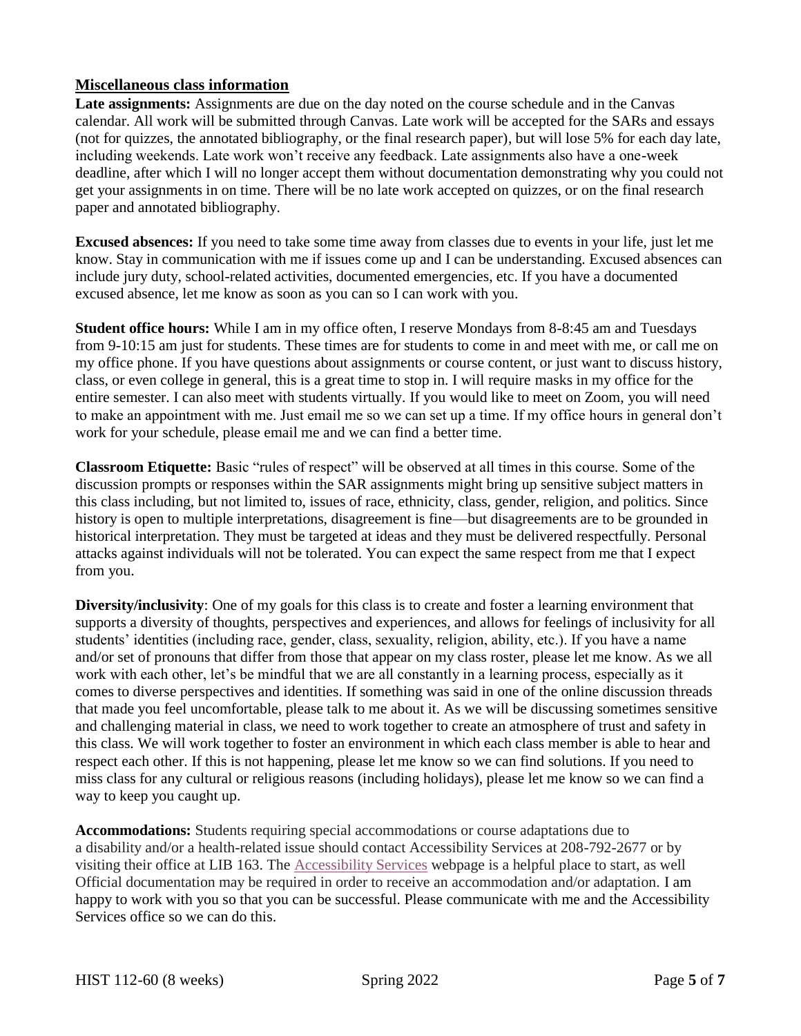## Miscellaneous class information

**Late assignments:** Assignments are due on the day noted on the course schedule and in the Canvas calendar. All work will be submitted through Canvas. Late work will be accepted for the SARs and essays (not for quizzes, the annotated bibliography, or the final research paper), but will lose 5% for each day late, including weekends. Late work won't receive any feedback. Late assignments also have a one-week deadline, after which I will no longer accept them without documentation demonstrating why you could not get your assignments in on time. There will be no late work accepted on quizzes, or on the final research paper and annotated bibliography.

**Excused absences:** If you need to take some time away from classes due to events in your life, just let me know. Stay in communication with me if issues come up and I can be understanding. Excused absences can include jury duty, school-related activities, documented emergencies, etc. If you have a documented excused absence, let me know as soon as you can so I can work with you.

**Student office hours:** While I am in my office often, I reserve Mondays from 8-8:45 am and Tuesdays from 9-10:15 am just for students. These times are for students to come in and meet with me, or call me on my office phone. If you have questions about assignments or course content, or just want to discuss history, class, or even college in general, this is a great time to stop in. I will require masks in my office for the entire semester. I can also meet with students virtually. If you would like to meet on Zoom, you will need to make an appointment with me. Just email me so we can set up a time. If my office hours in general don't work for your schedule, please email me and we can find a better time.

**Classroom Etiquette:** Basic "rules of respect" will be observed at all times in this course. Some of the discussion prompts or responses within the SAR assignments might bring up sensitive subject matters in this class including, but not limited to, issues of race, ethnicity, class, gender, religion, and politics. Since history is open to multiple interpretations, disagreement is fine—but disagreements are to be grounded in historical interpretation. They must be targeted at ideas and they must be delivered respectfully. Personal attacks against individuals will not be tolerated. You can expect the same respect from me that I expect from you.

**Diversity/inclusivity**: One of my goals for this class is to create and foster a learning environment that supports a diversity of thoughts, perspectives and experiences, and allows for feelings of inclusivity for all students' identities (including race, gender, class, sexuality, religion, ability, etc.). If you have a name and/or set of pronouns that differ from those that appear on my class roster, please let me know. As we all work with each other, let's be mindful that we are all constantly in a learning process, especially as it comes to diverse perspectives and identities. If something was said in one of the online discussion threads that made you feel uncomfortable, please talk to me about it. As we will be discussing sometimes sensitive and challenging material in class, we need to work together to create an atmosphere of trust and safety in this class. We will work together to foster an environment in which each class member is able to hear and respect each other. If this is not happening, please let me know so we can find solutions. If you need to miss class for any cultural or religious reasons (including holidays), please let me know so we can find a way to keep you caught up.

**Accommodations:** Students requiring special accommodations or course adaptations due to a disability and/or a health-related issue should contact Accessibility Services at 208-792-2677 or by visiting their office at LIB 163. The [Accessibility Services] webpage is a helpful place to start, as well Official documentation may be required in order to receive an accommodation and/or adaptation. I am happy to work with you so that you can be successful. Please communicate with me and the Accessibility Services office so we can do this.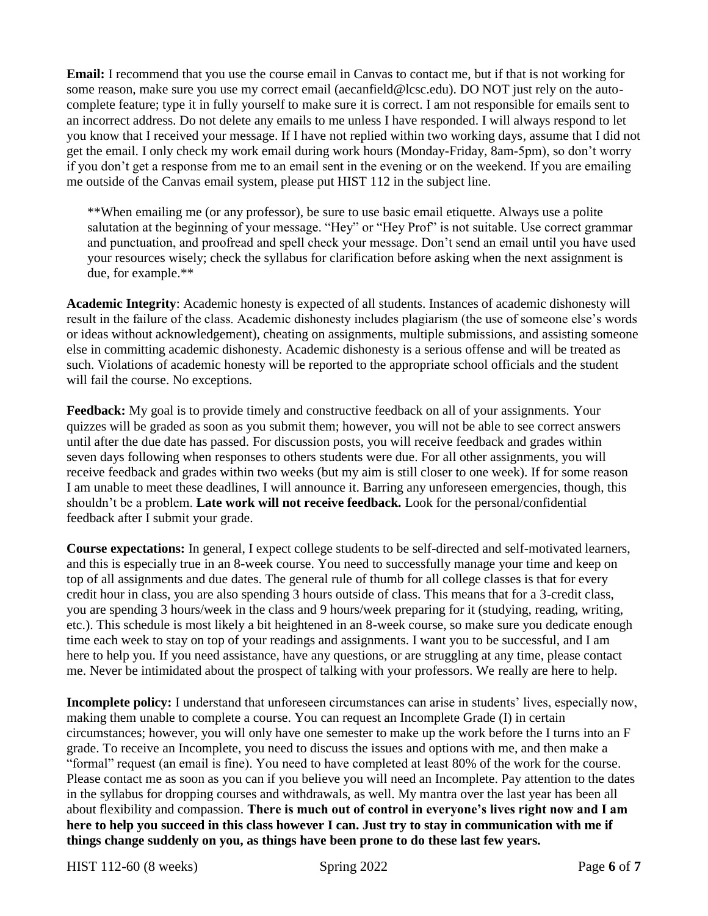**Email:** I recommend that you use the course email in Canvas to contact me, but if that is not working for some reason, make sure you use my correct email (aecanfield@lcsc.edu). DO NOT just rely on the auto-complete feature; type it in fully yourself to make sure it is correct. I am not responsible for emails sent to an incorrect address. Do not delete any emails to me unless I have responded. I will always respond to let you know that I received your message. If I have not replied within two working days, assume that I did not get the email. I only check my work email during work hours (Monday-Friday, 8am-5pm), so don't worry if you don't get a response from me to an email sent in the evening or on the weekend. If you are emailing me outside of the Canvas email system, please put HIST 112 in the subject line.

> **When emailing me (or any professor), be sure to use basic email etiquette. Always use a polite salutation at the beginning of your message. "Hey" or "Hey Prof" is not suitable. Use correct grammar and punctuation, and proofread and spell check your message. Don't send an email until you have used your resources wisely; check the syllabus for clarification before asking when the next assignment is due, for example.**

**Academic Integrity**: Academic honesty is expected of all students. Instances of academic dishonesty will result in the failure of the class. Academic dishonesty includes plagiarism (the use of someone else's words or ideas without acknowledgement), cheating on assignments, multiple submissions, and assisting someone else in committing academic dishonesty. Academic dishonesty is a serious offense and will be treated as such. Violations of academic honesty will be reported to the appropriate school officials and the student will fail the course. No exceptions.

**Feedback:** My goal is to provide timely and constructive feedback on all of your assignments. Your quizzes will be graded as soon as you submit them; however, you will not be able to see correct answers until after the due date has passed. For discussion posts, you will receive feedback and grades within seven days following when responses to others students were due. For all other assignments, you will receive feedback and grades within two weeks (but my aim is still closer to one week). If for some reason I am unable to meet these deadlines, I will announce it. Barring any unforeseen emergencies, though, this shouldn't be a problem. **Late work will not receive feedback.** Look for the personal/confidential feedback after I submit your grade.

**Course expectations:** In general, I expect college students to be self-directed and self-motivated learners, and this is especially true in an 8-week course. You need to successfully manage your time and keep on top of all assignments and due dates. The general rule of thumb for all college classes is that for every credit hour in class, you are also spending 3 hours outside of class. This means that for a 3-credit class, you are spending 3 hours/week in the class and 9 hours/week preparing for it (studying, reading, writing, etc.). This schedule is most likely a bit heightened in an 8-week course, so make sure you dedicate enough time each week to stay on top of your readings and assignments. I want you to be successful, and I am here to help you. If you need assistance, have any questions, or are struggling at any time, please contact me. Never be intimidated about the prospect of talking with your professors. We really are here to help.

**Incomplete policy:** I understand that unforeseen circumstances can arise in students' lives, especially now, making them unable to complete a course. You can request an Incomplete Grade (I) in certain circumstances; however, you will only have one semester to make up the work before the I turns into an F grade. To receive an Incomplete, you need to discuss the issues and options with me, and then make a "formal" request (an email is fine). You need to have completed at least 80% of the work for the course. Please contact me as soon as you can if you believe you will need an Incomplete. Pay attention to the dates in the syllabus for dropping courses and withdrawals, as well. My mantra over the last year has been all about flexibility and compassion. **There is much out of control in everyone's lives right now and I am here to help you succeed in this class however I can. Just try to stay in communication with me if things change suddenly on you, as things have been prone to do these last few years.**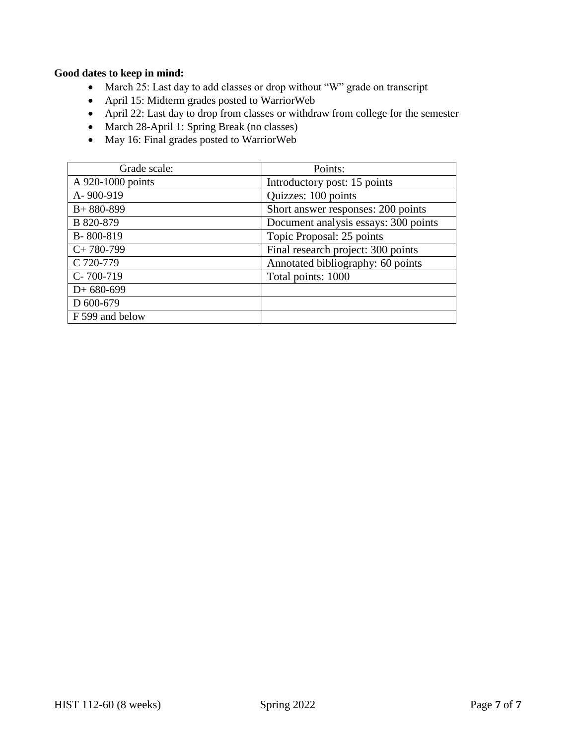**Good dates to keep in mind:**

- March 25: Last day to add classes or drop without "W" grade on transcript
- April 15: Midterm grades posted to WarriorWeb
- April 22: Last day to drop from classes or withdraw from college for the semester
- March 28-April 1: Spring Break (no classes)
- May 16: Final grades posted to WarriorWeb

| Grade scale: | Points: |
|---|---|
| A 920-1000 points | Introductory post: 15 points |
| A- 900-919 | Quizzes: 100 points |
| B+ 880-899 | Short answer responses: 200 points |
| B 820-879 | Document analysis essays: 300 points |
| B- 800-819 | Topic Proposal: 25 points |
| C+ 780-799 | Final research project: 300 points |
| C 720-779 | Annotated bibliography: 60 points |
| C- 700-719 | Total points: 1000 |
| D+ 680-699 | |
| D 600-679 | |
| F 599 and below | |